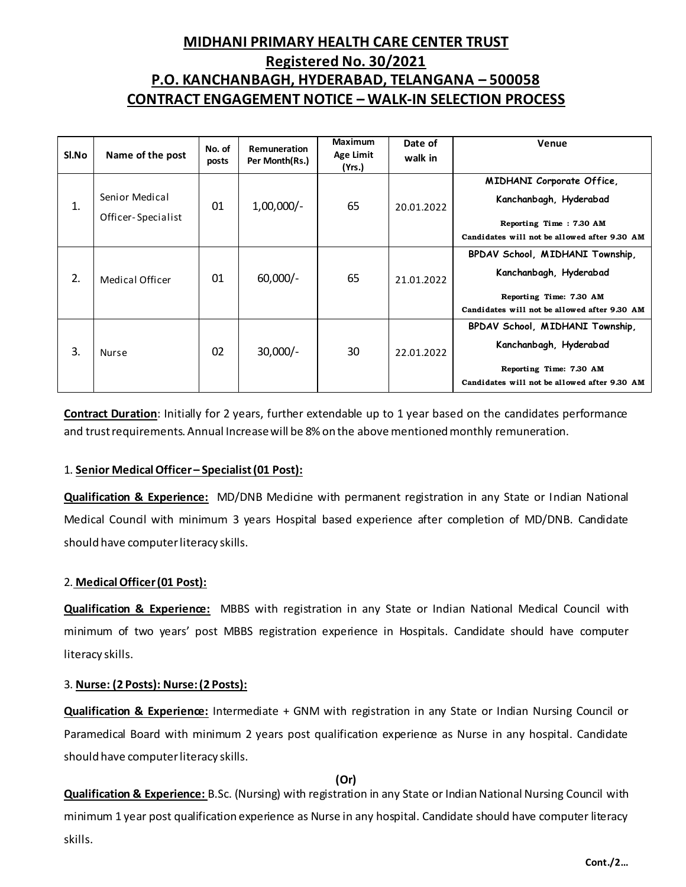# MIDHANI PRIMARY HEALTH CARE CENTER TRUST
## Registered No. 30/2021
## P.O. KANCHANBAGH, HYDERABAD, TELANGANA – 500058
## CONTRACT ENGAGEMENT NOTICE – WALK-IN SELECTION PROCESS

| Sl.No | Name of the post | No. of posts | Remuneration Per Month(Rs.) | Maximum Age Limit (Yrs.) | Date of walk in | Venue |
|---|---|---|---|---|---|---|
| 1. | Senior Medical Officer-Specialist | 01 | 1,00,000/- | 65 | 20.01.2022 | MIDHANI Corporate Office, Kanchanbagh, Hyderabad<br>**Reporting Time : 7.30 AM**<br>**Candidates will not be allowed after 9.30 AM** |
| 2. | Medical Officer | 01 | 60,000/- | 65 | 21.01.2022 | BPDAV School, MIDHANI Township, Kanchanbagh, Hyderabad<br>**Reporting Time: 7.30 AM**<br>**Candidates will not be allowed after 9.30 AM** |
| 3. | Nurse | 02 | 30,000/- | 30 | 22.01.2022 | BPDAV School, MIDHANI Township, Kanchanbagh, Hyderabad<br>**Reporting Time: 7.30 AM**<br>**Candidates will not be allowed after 9.30 AM** |

**Contract Duration**: Initially for 2 years, further extendable up to 1 year based on the candidates performance and trust requirements. Annual Increase will be 8% on the above mentioned monthly remuneration.

1. **Senior Medical Officer – Specialist (01 Post):**

**Qualification & Experience:** MD/DNB Medicine with permanent registration in any State or Indian National Medical Council with minimum 3 years Hospital based experience after completion of MD/DNB. Candidate should have computer literacy skills.

2. **Medical Officer (01 Post):**

**Qualification & Experience:** MBBS with registration in any State or Indian National Medical Council with minimum of two years' post MBBS registration experience in Hospitals. Candidate should have computer literacy skills.

3. **Nurse: (2 Posts): Nurse: (2 Posts):**

**Qualification & Experience:** Intermediate + GNM with registration in any State or Indian Nursing Council or Paramedical Board with minimum 2 years post qualification experience as Nurse in any hospital. Candidate should have computer literacy skills.

**(Or)**

**Qualification & Experience:** B.Sc. (Nursing) with registration in any State or Indian National Nursing Council with minimum 1 year post qualification experience as Nurse in any hospital. Candidate should have computer literacy skills.

**Cont./2...**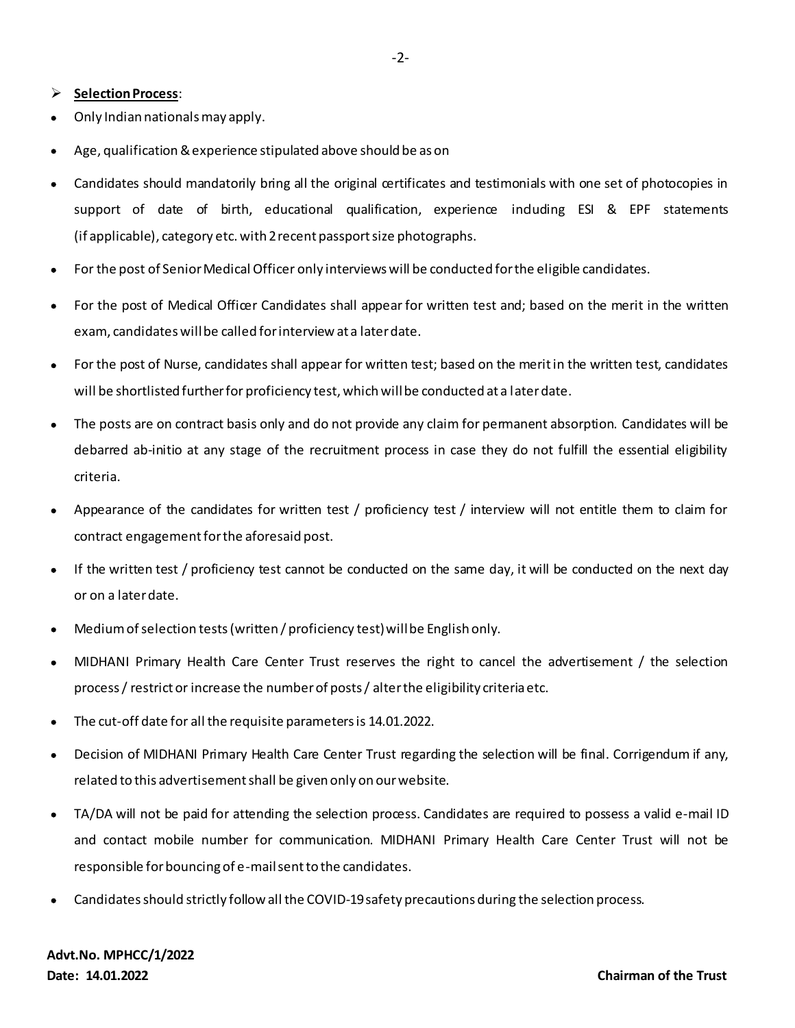- **Selection Process**:

- Only Indian nationals may apply.
- Age, qualification & experience stipulated above should be as on
- Candidates should mandatorily bring all the original certificates and testimonials with one set of photocopies in support of date of birth, educational qualification, experience including ESI & EPF statements (if applicable), category etc. with 2 recent passport size photographs.
- For the post of Senior Medical Officer only interviews will be conducted for the eligible candidates.
- For the post of Medical Officer Candidates shall appear for written test and; based on the merit in the written exam, candidates will be called for interview at a later date.
- For the post of Nurse, candidates shall appear for written test; based on the merit in the written test, candidates will be shortlisted further for proficiency test, which will be conducted at a later date.
- The posts are on contract basis only and do not provide any claim for permanent absorption. Candidates will be debarred ab-initio at any stage of the recruitment process in case they do not fulfill the essential eligibility criteria.
- Appearance of the candidates for written test / proficiency test / interview will not entitle them to claim for contract engagement for the aforesaid post.
- If the written test / proficiency test cannot be conducted on the same day, it will be conducted on the next day or on a later date.
- Medium of selection tests (written / proficiency test) will be English only.
- MIDHANI Primary Health Care Center Trust reserves the right to cancel the advertisement / the selection process / restrict or increase the number of posts / alter the eligibility criteria etc.
- The cut-off date for all the requisite parameters is 14.01.2022.
- Decision of MIDHANI Primary Health Care Center Trust regarding the selection will be final. Corrigendum if any, related to this advertisement shall be given only on our website.
- TA/DA will not be paid for attending the selection process. Candidates are required to possess a valid e-mail ID and contact mobile number for communication. MIDHANI Primary Health Care Center Trust will not be responsible for bouncing of e-mail sent to the candidates.
- Candidates should strictly follow all the COVID-19 safety precautions during the selection process.

**Advt.No. MPHCC/1/2022**
**Date: 14.01.2022**

**Chairman of the Trust**